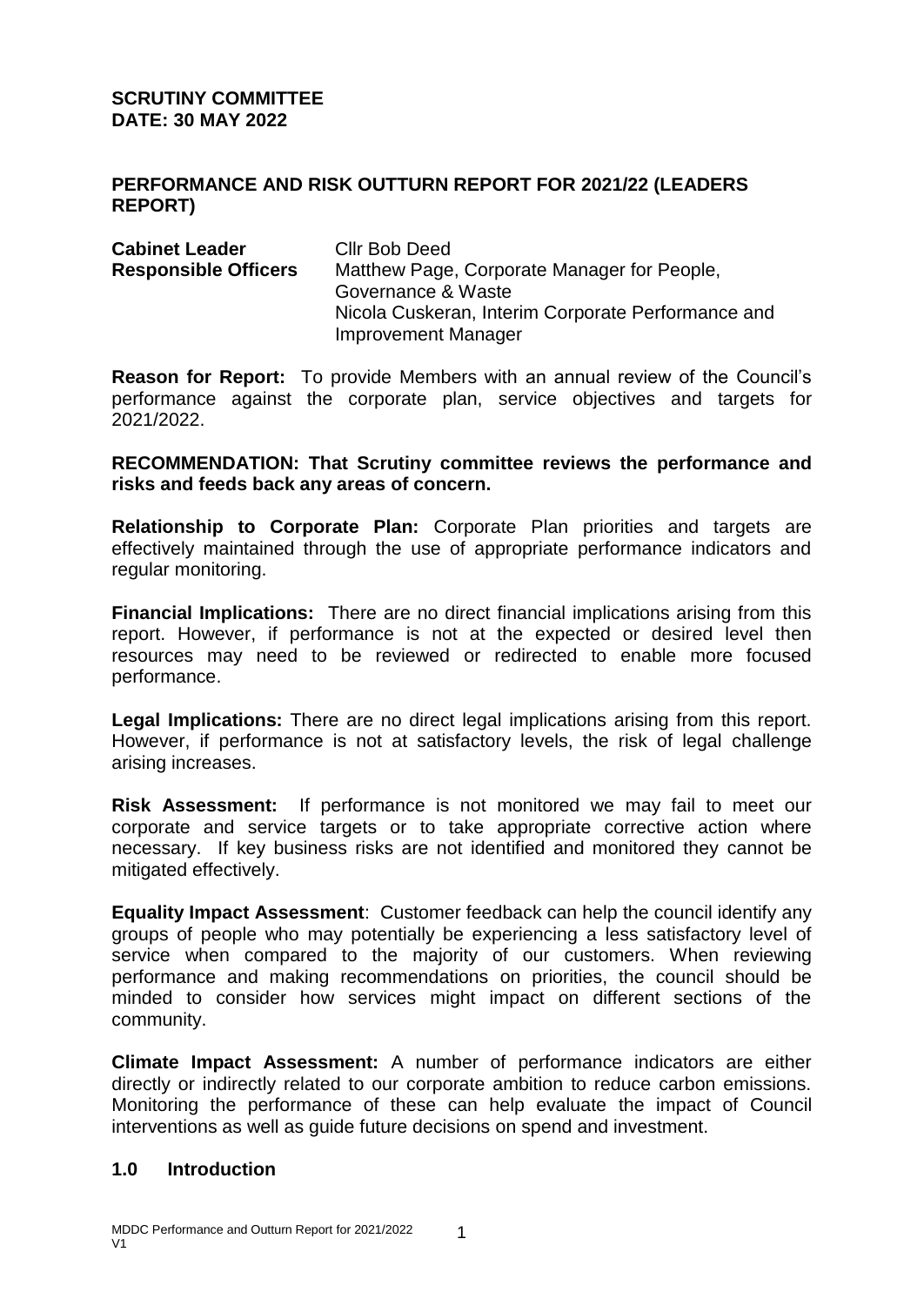**SCRUTINY COMMITTEE**
**DATE: 30 MAY 2022**

## PERFORMANCE AND RISK OUTTURN REPORT FOR 2021/22 (LEADERS REPORT)

**Cabinet Leader** Cllr Bob Deed
**Responsible Officers** Matthew Page, Corporate Manager for People, Governance & Waste
Nicola Cuskeran, Interim Corporate Performance and Improvement Manager

**Reason for Report:** To provide Members with an annual review of the Council's performance against the corporate plan, service objectives and targets for 2021/2022.

**RECOMMENDATION: That Scrutiny committee reviews the performance and risks and feeds back any areas of concern.**

**Relationship to Corporate Plan:** Corporate Plan priorities and targets are effectively maintained through the use of appropriate performance indicators and regular monitoring.

**Financial Implications:** There are no direct financial implications arising from this report. However, if performance is not at the expected or desired level then resources may need to be reviewed or redirected to enable more focused performance.

**Legal Implications:** There are no direct legal implications arising from this report. However, if performance is not at satisfactory levels, the risk of legal challenge arising increases.

**Risk Assessment:** If performance is not monitored we may fail to meet our corporate and service targets or to take appropriate corrective action where necessary. If key business risks are not identified and monitored they cannot be mitigated effectively.

**Equality Impact Assessment**: Customer feedback can help the council identify any groups of people who may potentially be experiencing a less satisfactory level of service when compared to the majority of our customers. When reviewing performance and making recommendations on priorities, the council should be minded to consider how services might impact on different sections of the community.

**Climate Impact Assessment:** A number of performance indicators are either directly or indirectly related to our corporate ambition to reduce carbon emissions. Monitoring the performance of these can help evaluate the impact of Council interventions as well as guide future decisions on spend and investment.

## 1.0 Introduction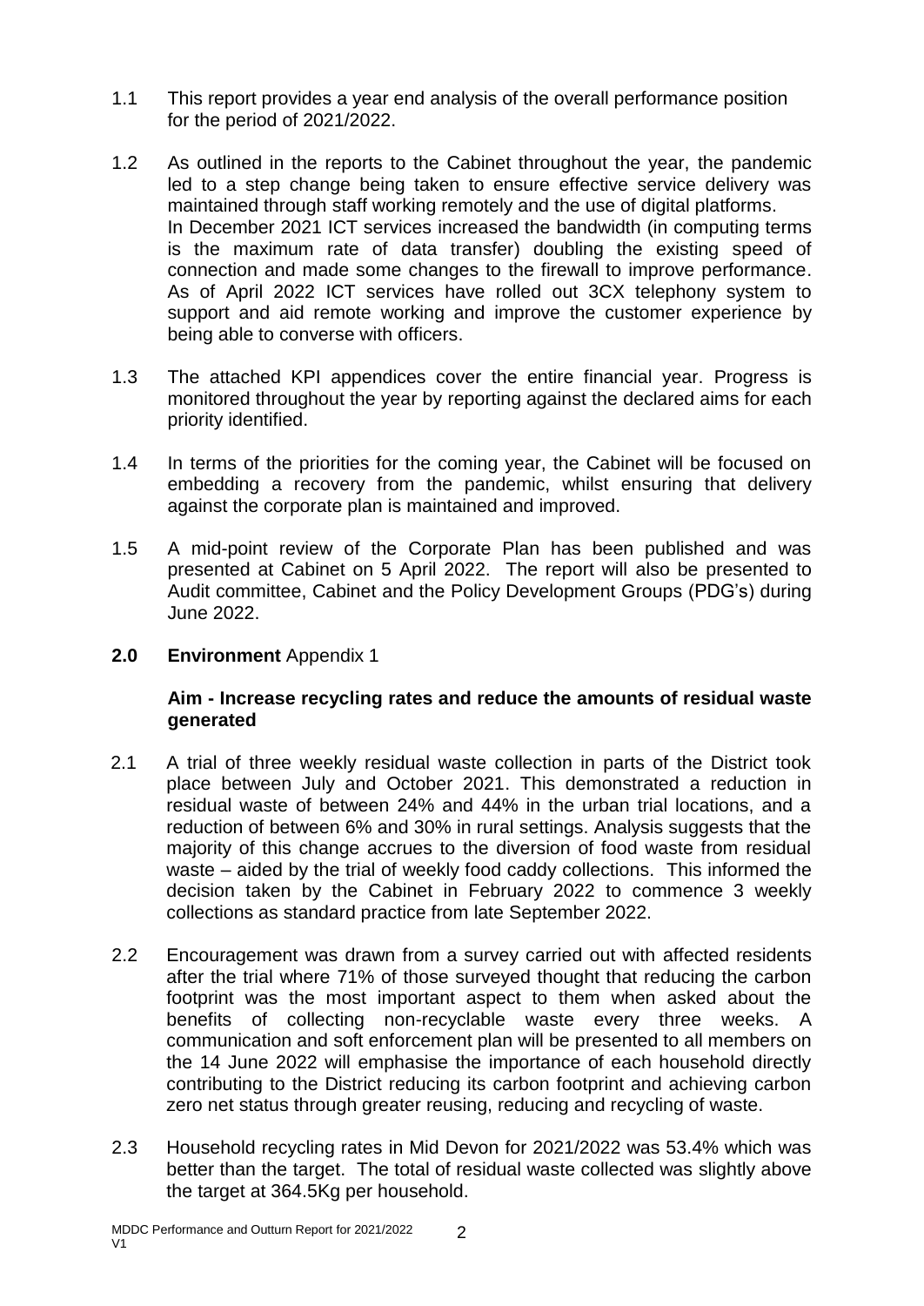1.1 This report provides a year end analysis of the overall performance position for the period of 2021/2022.

1.2 As outlined in the reports to the Cabinet throughout the year, the pandemic led to a step change being taken to ensure effective service delivery was maintained through staff working remotely and the use of digital platforms. In December 2021 ICT services increased the bandwidth (in computing terms is the maximum rate of data transfer) doubling the existing speed of connection and made some changes to the firewall to improve performance. As of April 2022 ICT services have rolled out 3CX telephony system to support and aid remote working and improve the customer experience by being able to converse with officers.

1.3 The attached KPI appendices cover the entire financial year. Progress is monitored throughout the year by reporting against the declared aims for each priority identified.

1.4 In terms of the priorities for the coming year, the Cabinet will be focused on embedding a recovery from the pandemic, whilst ensuring that delivery against the corporate plan is maintained and improved.

1.5 A mid-point review of the Corporate Plan has been published and was presented at Cabinet on 5 April 2022. The report will also be presented to Audit committee, Cabinet and the Policy Development Groups (PDG's) during June 2022.

## 2.0 Environment Appendix 1

**Aim - Increase recycling rates and reduce the amounts of residual waste generated**

2.1 A trial of three weekly residual waste collection in parts of the District took place between July and October 2021. This demonstrated a reduction in residual waste of between 24% and 44% in the urban trial locations, and a reduction of between 6% and 30% in rural settings. Analysis suggests that the majority of this change accrues to the diversion of food waste from residual waste – aided by the trial of weekly food caddy collections. This informed the decision taken by the Cabinet in February 2022 to commence 3 weekly collections as standard practice from late September 2022.

2.2 Encouragement was drawn from a survey carried out with affected residents after the trial where 71% of those surveyed thought that reducing the carbon footprint was the most important aspect to them when asked about the benefits of collecting non-recyclable waste every three weeks. A communication and soft enforcement plan will be presented to all members on the 14 June 2022 will emphasise the importance of each household directly contributing to the District reducing its carbon footprint and achieving carbon zero net status through greater reusing, reducing and recycling of waste.

2.3 Household recycling rates in Mid Devon for 2021/2022 was 53.4% which was better than the target. The total of residual waste collected was slightly above the target at 364.5Kg per household.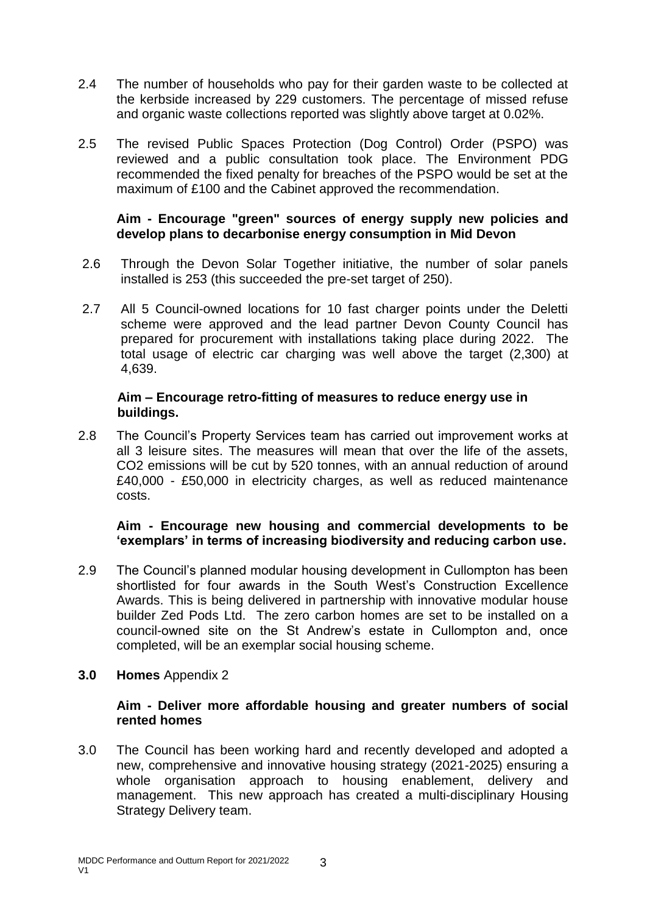2.4 The number of households who pay for their garden waste to be collected at the kerbside increased by 229 customers. The percentage of missed refuse and organic waste collections reported was slightly above target at 0.02%.

2.5 The revised Public Spaces Protection (Dog Control) Order (PSPO) was reviewed and a public consultation took place. The Environment PDG recommended the fixed penalty for breaches of the PSPO would be set at the maximum of £100 and the Cabinet approved the recommendation.

**Aim - Encourage "green" sources of energy supply new policies and develop plans to decarbonise energy consumption in Mid Devon**

2.6 Through the Devon Solar Together initiative, the number of solar panels installed is 253 (this succeeded the pre-set target of 250).

2.7 All 5 Council-owned locations for 10 fast charger points under the Deletti scheme were approved and the lead partner Devon County Council has prepared for procurement with installations taking place during 2022. The total usage of electric car charging was well above the target (2,300) at 4,639.

**Aim – Encourage retro-fitting of measures to reduce energy use in buildings.**

2.8 The Council's Property Services team has carried out improvement works at all 3 leisure sites. The measures will mean that over the life of the assets, $CO_2$ emissions will be cut by 520 tonnes, with an annual reduction of around £40,000 - £50,000 in electricity charges, as well as reduced maintenance costs.

**Aim - Encourage new housing and commercial developments to be 'exemplars' in terms of increasing biodiversity and reducing carbon use.**

2.9 The Council's planned modular housing development in Cullompton has been shortlisted for four awards in the South West's Construction Excellence Awards. This is being delivered in partnership with innovative modular house builder Zed Pods Ltd. The zero carbon homes are set to be installed on a council-owned site on the St Andrew's estate in Cullompton and, once completed, will be an exemplar social housing scheme.

## 3.0 Homes Appendix 2

**Aim - Deliver more affordable housing and greater numbers of social rented homes**

3.0 The Council has been working hard and recently developed and adopted a new, comprehensive and innovative housing strategy (2021-2025) ensuring a whole organisation approach to housing enablement, delivery and management. This new approach has created a multi-disciplinary Housing Strategy Delivery team.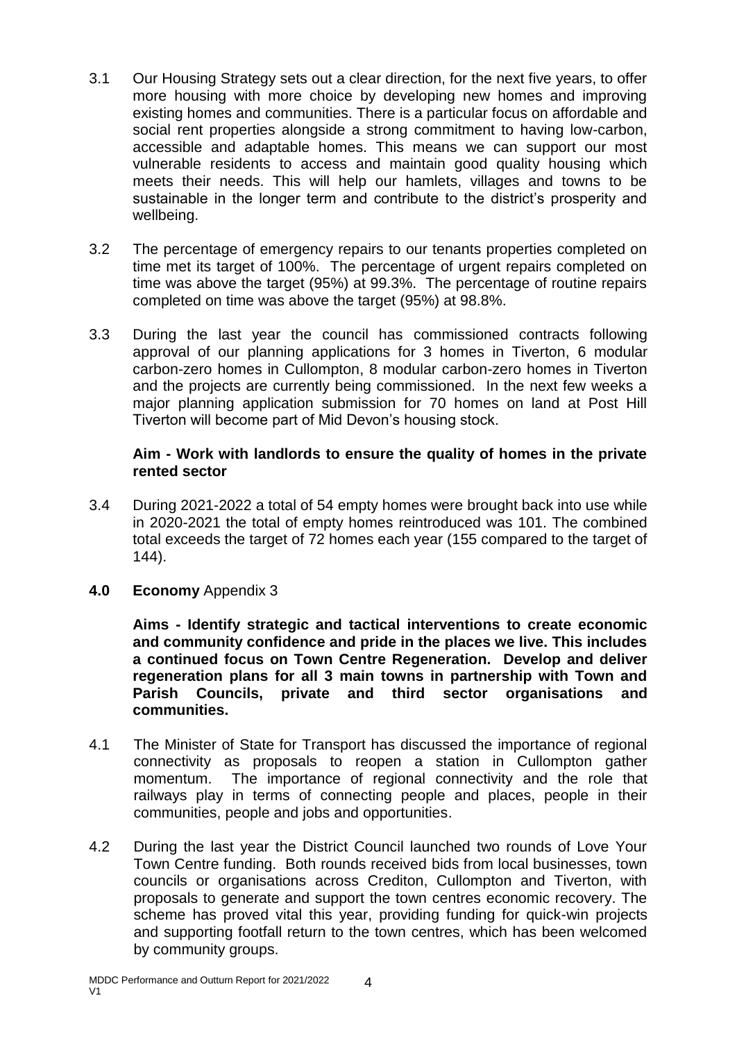3.1 Our Housing Strategy sets out a clear direction, for the next five years, to offer more housing with more choice by developing new homes and improving existing homes and communities. There is a particular focus on affordable and social rent properties alongside a strong commitment to having low-carbon, accessible and adaptable homes. This means we can support our most vulnerable residents to access and maintain good quality housing which meets their needs. This will help our hamlets, villages and towns to be sustainable in the longer term and contribute to the district's prosperity and wellbeing.

3.2 The percentage of emergency repairs to our tenants properties completed on time met its target of 100%. The percentage of urgent repairs completed on time was above the target (95%) at 99.3%. The percentage of routine repairs completed on time was above the target (95%) at 98.8%.

3.3 During the last year the council has commissioned contracts following approval of our planning applications for 3 homes in Tiverton, 6 modular carbon-zero homes in Cullompton, 8 modular carbon-zero homes in Tiverton and the projects are currently being commissioned. In the next few weeks a major planning application submission for 70 homes on land at Post Hill Tiverton will become part of Mid Devon's housing stock.

**Aim - Work with landlords to ensure the quality of homes in the private rented sector**

3.4 During 2021-2022 a total of 54 empty homes were brought back into use while in 2020-2021 the total of empty homes reintroduced was 101. The combined total exceeds the target of 72 homes each year (155 compared to the target of 144).

## 4.0 Economy Appendix 3

**Aims - Identify strategic and tactical interventions to create economic and community confidence and pride in the places we live. This includes a continued focus on Town Centre Regeneration. Develop and deliver regeneration plans for all 3 main towns in partnership with Town and Parish Councils, private and third sector organisations and communities.**

4.1 The Minister of State for Transport has discussed the importance of regional connectivity as proposals to reopen a station in Cullompton gather momentum. The importance of regional connectivity and the role that railways play in terms of connecting people and places, people in their communities, people and jobs and opportunities.

4.2 During the last year the District Council launched two rounds of Love Your Town Centre funding. Both rounds received bids from local businesses, town councils or organisations across Crediton, Cullompton and Tiverton, with proposals to generate and support the town centres economic recovery. The scheme has proved vital this year, providing funding for quick-win projects and supporting footfall return to the town centres, which has been welcomed by community groups.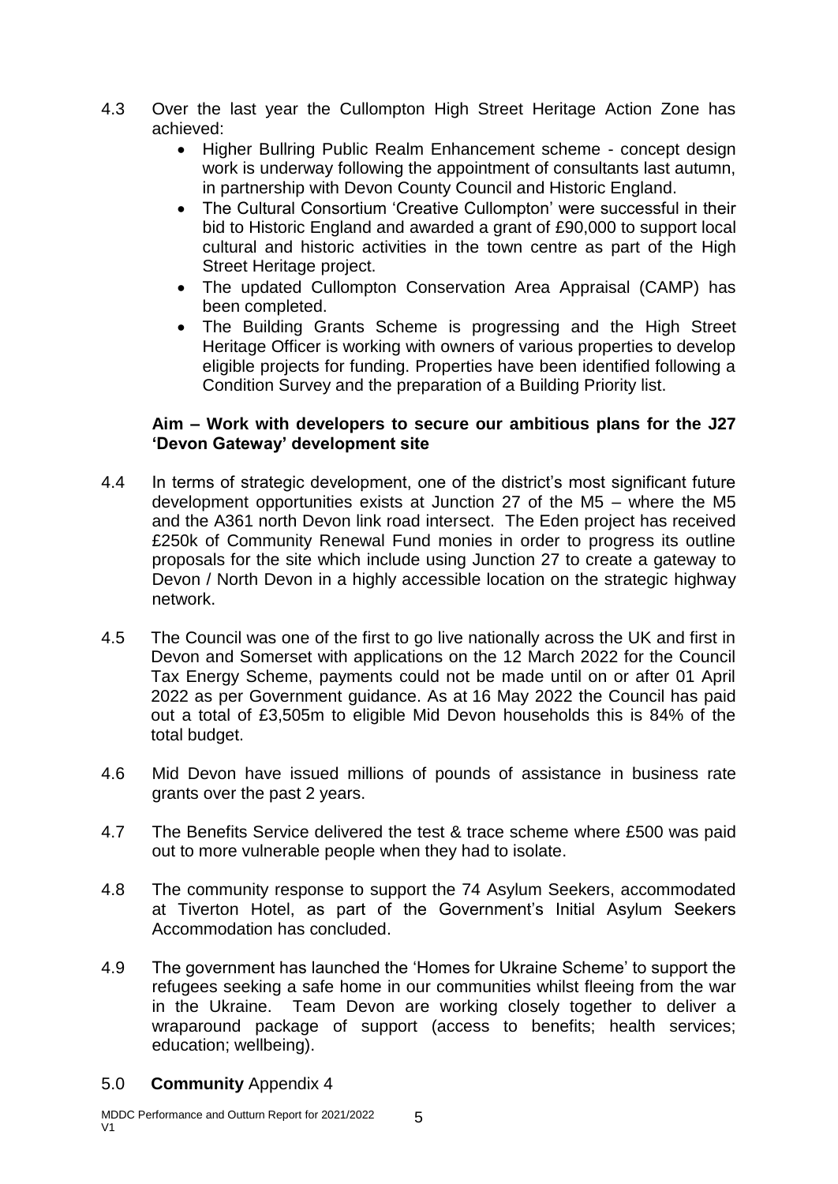4.3 Over the last year the Cullompton High Street Heritage Action Zone has achieved:

- Higher Bullring Public Realm Enhancement scheme - concept design work is underway following the appointment of consultants last autumn, in partnership with Devon County Council and Historic England.
- The Cultural Consortium 'Creative Cullompton' were successful in their bid to Historic England and awarded a grant of £90,000 to support local cultural and historic activities in the town centre as part of the High Street Heritage project.
- The updated Cullompton Conservation Area Appraisal (CAMP) has been completed.
- The Building Grants Scheme is progressing and the High Street Heritage Officer is working with owners of various properties to develop eligible projects for funding. Properties have been identified following a Condition Survey and the preparation of a Building Priority list.

**Aim – Work with developers to secure our ambitious plans for the J27 'Devon Gateway' development site**

4.4 In terms of strategic development, one of the district's most significant future development opportunities exists at Junction 27 of the M5 – where the M5 and the A361 north Devon link road intersect. The Eden project has received £250k of Community Renewal Fund monies in order to progress its outline proposals for the site which include using Junction 27 to create a gateway to Devon / North Devon in a highly accessible location on the strategic highway network.

4.5 The Council was one of the first to go live nationally across the UK and first in Devon and Somerset with applications on the 12 March 2022 for the Council Tax Energy Scheme, payments could not be made until on or after 01 April 2022 as per Government guidance. As at 16 May 2022 the Council has paid out a total of £3,505m to eligible Mid Devon households this is 84% of the total budget.

4.6 Mid Devon have issued millions of pounds of assistance in business rate grants over the past 2 years.

4.7 The Benefits Service delivered the test & trace scheme where £500 was paid out to more vulnerable people when they had to isolate.

4.8 The community response to support the 74 Asylum Seekers, accommodated at Tiverton Hotel, as part of the Government's Initial Asylum Seekers Accommodation has concluded.

4.9 The government has launched the 'Homes for Ukraine Scheme' to support the refugees seeking a safe home in our communities whilst fleeing from the war in the Ukraine. Team Devon are working closely together to deliver a wraparound package of support (access to benefits; health services; education; wellbeing).

## 5.0 **Community** Appendix 4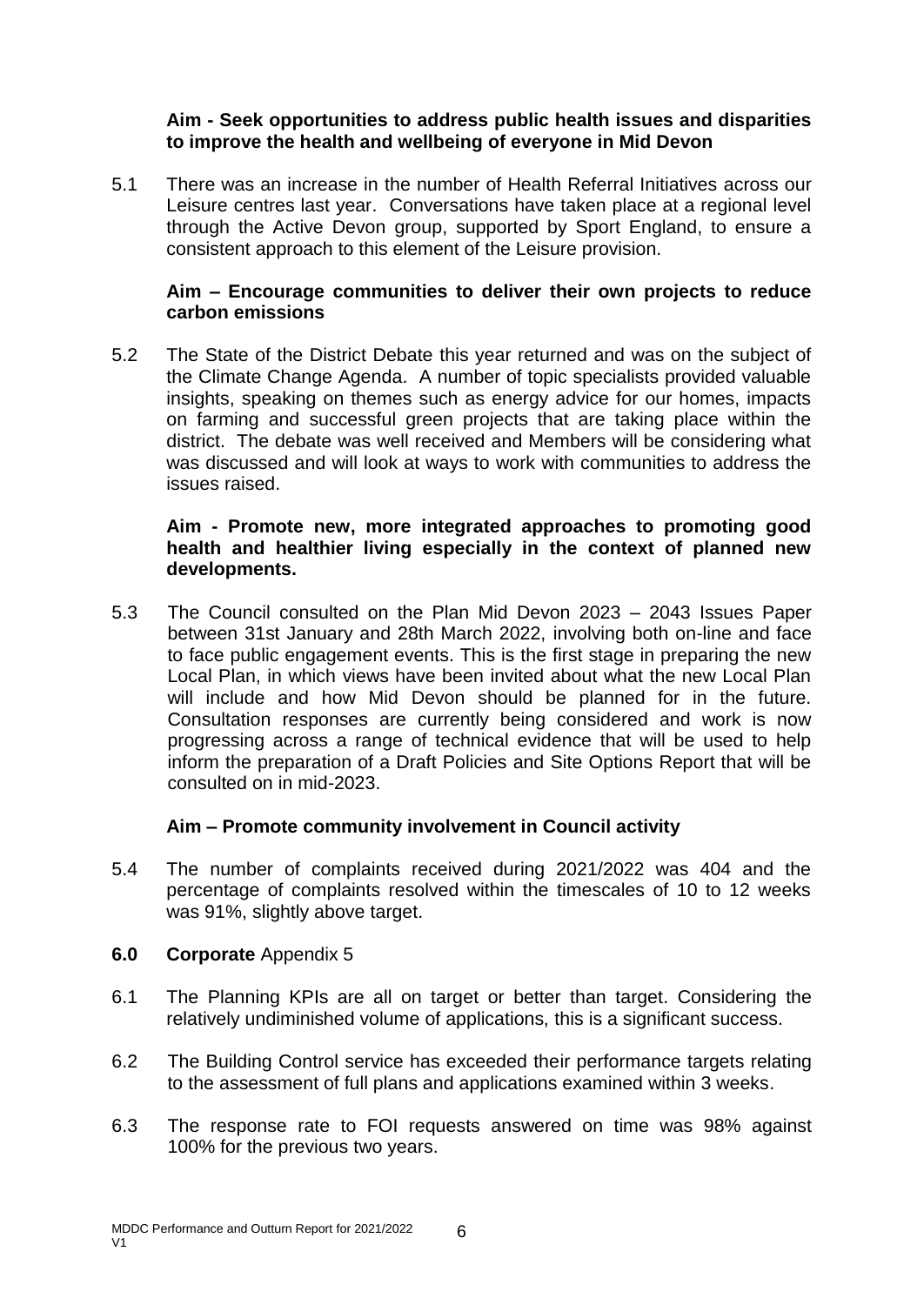**Aim - Seek opportunities to address public health issues and disparities to improve the health and wellbeing of everyone in Mid Devon**

5.1 There was an increase in the number of Health Referral Initiatives across our Leisure centres last year. Conversations have taken place at a regional level through the Active Devon group, supported by Sport England, to ensure a consistent approach to this element of the Leisure provision.

**Aim – Encourage communities to deliver their own projects to reduce carbon emissions**

5.2 The State of the District Debate this year returned and was on the subject of the Climate Change Agenda. A number of topic specialists provided valuable insights, speaking on themes such as energy advice for our homes, impacts on farming and successful green projects that are taking place within the district. The debate was well received and Members will be considering what was discussed and will look at ways to work with communities to address the issues raised.

**Aim - Promote new, more integrated approaches to promoting good health and healthier living especially in the context of planned new developments.**

5.3 The Council consulted on the Plan Mid Devon 2023 – 2043 Issues Paper between 31st January and 28th March 2022, involving both on-line and face to face public engagement events. This is the first stage in preparing the new Local Plan, in which views have been invited about what the new Local Plan will include and how Mid Devon should be planned for in the future. Consultation responses are currently being considered and work is now progressing across a range of technical evidence that will be used to help inform the preparation of a Draft Policies and Site Options Report that will be consulted on in mid-2023.

**Aim – Promote community involvement in Council activity**

5.4 The number of complaints received during 2021/2022 was 404 and the percentage of complaints resolved within the timescales of 10 to 12 weeks was 91%, slightly above target.

**6.0 Corporate** Appendix 5

6.1 The Planning KPIs are all on target or better than target. Considering the relatively undiminished volume of applications, this is a significant success.

6.2 The Building Control service has exceeded their performance targets relating to the assessment of full plans and applications examined within 3 weeks.

6.3 The response rate to FOI requests answered on time was 98% against 100% for the previous two years.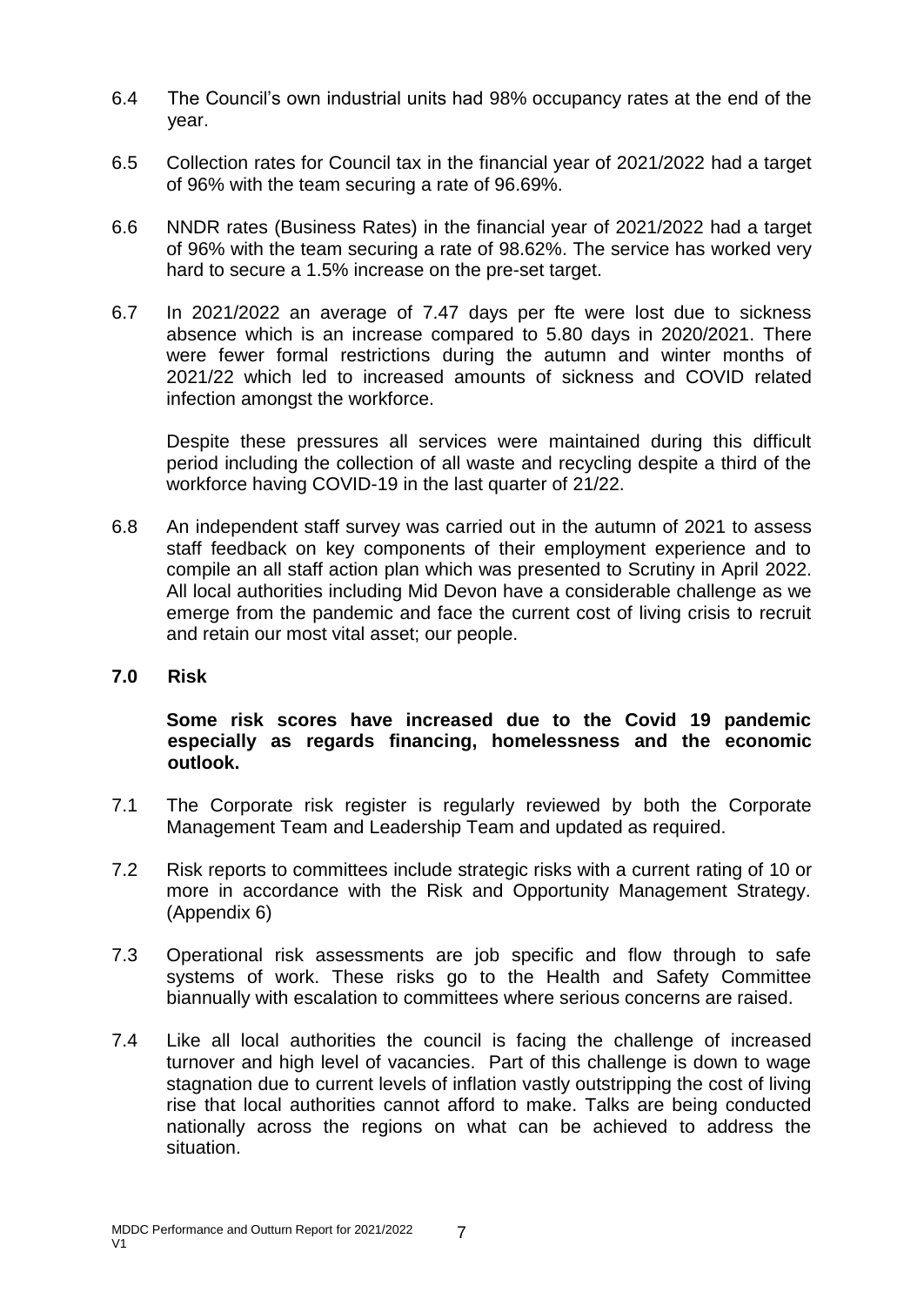6.4 The Council's own industrial units had 98% occupancy rates at the end of the year.

6.5 Collection rates for Council tax in the financial year of 2021/2022 had a target of 96% with the team securing a rate of 96.69%.

6.6 NNDR rates (Business Rates) in the financial year of 2021/2022 had a target of 96% with the team securing a rate of 98.62%. The service has worked very hard to secure a 1.5% increase on the pre-set target.

6.7 In 2021/2022 an average of 7.47 days per fte were lost due to sickness absence which is an increase compared to 5.80 days in 2020/2021. There were fewer formal restrictions during the autumn and winter months of 2021/22 which led to increased amounts of sickness and COVID related infection amongst the workforce.

Despite these pressures all services were maintained during this difficult period including the collection of all waste and recycling despite a third of the workforce having COVID-19 in the last quarter of 21/22.

6.8 An independent staff survey was carried out in the autumn of 2021 to assess staff feedback on key components of their employment experience and to compile an all staff action plan which was presented to Scrutiny in April 2022. All local authorities including Mid Devon have a considerable challenge as we emerge from the pandemic and face the current cost of living crisis to recruit and retain our most vital asset; our people.

## 7.0 Risk

**Some risk scores have increased due to the Covid 19 pandemic especially as regards financing, homelessness and the economic outlook.**

7.1 The Corporate risk register is regularly reviewed by both the Corporate Management Team and Leadership Team and updated as required.

7.2 Risk reports to committees include strategic risks with a current rating of 10 or more in accordance with the Risk and Opportunity Management Strategy. (Appendix 6)

7.3 Operational risk assessments are job specific and flow through to safe systems of work. These risks go to the Health and Safety Committee biannually with escalation to committees where serious concerns are raised.

7.4 Like all local authorities the council is facing the challenge of increased turnover and high level of vacancies. Part of this challenge is down to wage stagnation due to current levels of inflation vastly outstripping the cost of living rise that local authorities cannot afford to make. Talks are being conducted nationally across the regions on what can be achieved to address the situation.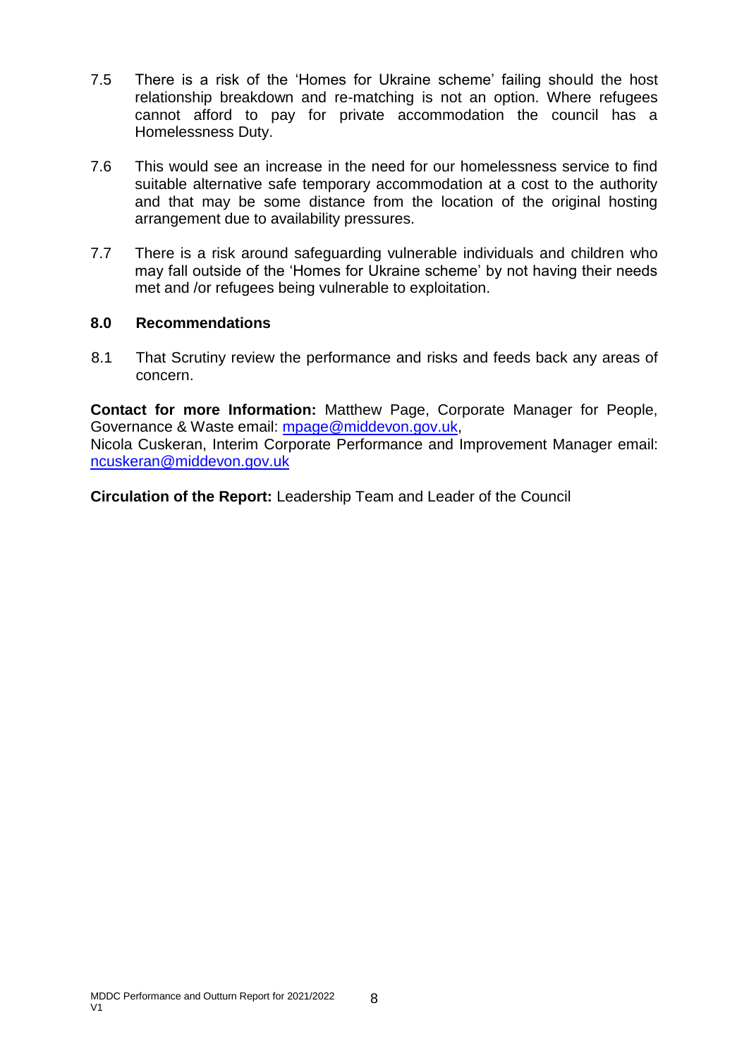7.5 There is a risk of the 'Homes for Ukraine scheme' failing should the host relationship breakdown and re-matching is not an option. Where refugees cannot afford to pay for private accommodation the council has a Homelessness Duty.

7.6 This would see an increase in the need for our homelessness service to find suitable alternative safe temporary accommodation at a cost to the authority and that may be some distance from the location of the original hosting arrangement due to availability pressures.

7.7 There is a risk around safeguarding vulnerable individuals and children who may fall outside of the 'Homes for Ukraine scheme' by not having their needs met and /or refugees being vulnerable to exploitation.

## 8.0 Recommendations

8.1 That Scrutiny review the performance and risks and feeds back any areas of concern.

**Contact for more Information:** Matthew Page, Corporate Manager for People, Governance & Waste email: mpage@middevon.gov.uk,
Nicola Cuskeran, Interim Corporate Performance and Improvement Manager email: ncuskeran@middevon.gov.uk

**Circulation of the Report:** Leadership Team and Leader of the Council